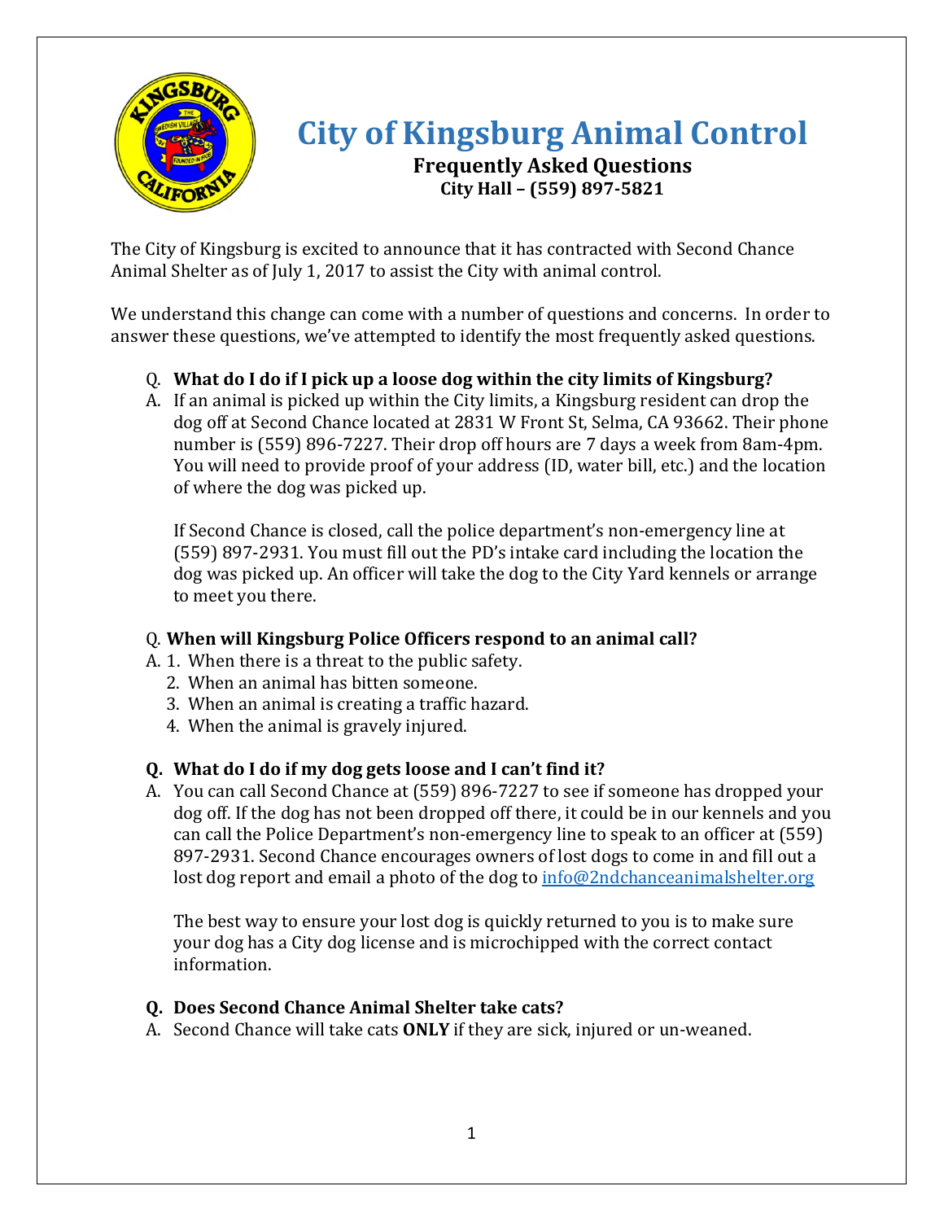# City of Kingsburg Animal Control

## Frequently Asked Questions

**City Hall – (559) 897-5821**

The City of Kingsburg is excited to announce that it has contracted with Second Chance Animal Shelter as of July 1, 2017 to assist the City with animal control.

We understand this change can come with a number of questions and concerns. In order to answer these questions, we've attempted to identify the most frequently asked questions.

Q. **What do I do if I pick up a loose dog within the city limits of Kingsburg?**

A. If an animal is picked up within the City limits, a Kingsburg resident can drop the dog off at Second Chance located at 2831 W Front St, Selma, CA 93662. Their phone number is (559) 896-7227. Their drop off hours are 7 days a week from 8am-4pm. You will need to provide proof of your address (ID, water bill, etc.) and the location of where the dog was picked up.

If Second Chance is closed, call the police department's non-emergency line at (559) 897-2931. You must fill out the PD's intake card including the location the dog was picked up. An officer will take the dog to the City Yard kennels or arrange to meet you there.

Q. **When will Kingsburg Police Officers respond to an animal call?**

A. 1. When there is a threat to the public safety.
   2. When an animal has bitten someone.
   3. When an animal is creating a traffic hazard.
   4. When the animal is gravely injured.

**Q. What do I do if my dog gets loose and I can't find it?**

A. You can call Second Chance at (559) 896-7227 to see if someone has dropped your dog off. If the dog has not been dropped off there, it could be in our kennels and you can call the Police Department's non-emergency line to speak to an officer at (559) 897-2931. Second Chance encourages owners of lost dogs to come in and fill out a lost dog report and email a photo of the dog to info@2ndchanceanimalshelter.org

The best way to ensure your lost dog is quickly returned to you is to make sure your dog has a City dog license and is microchipped with the correct contact information.

**Q. Does Second Chance Animal Shelter take cats?**

A. Second Chance will take cats **ONLY** if they are sick, injured or un-weaned.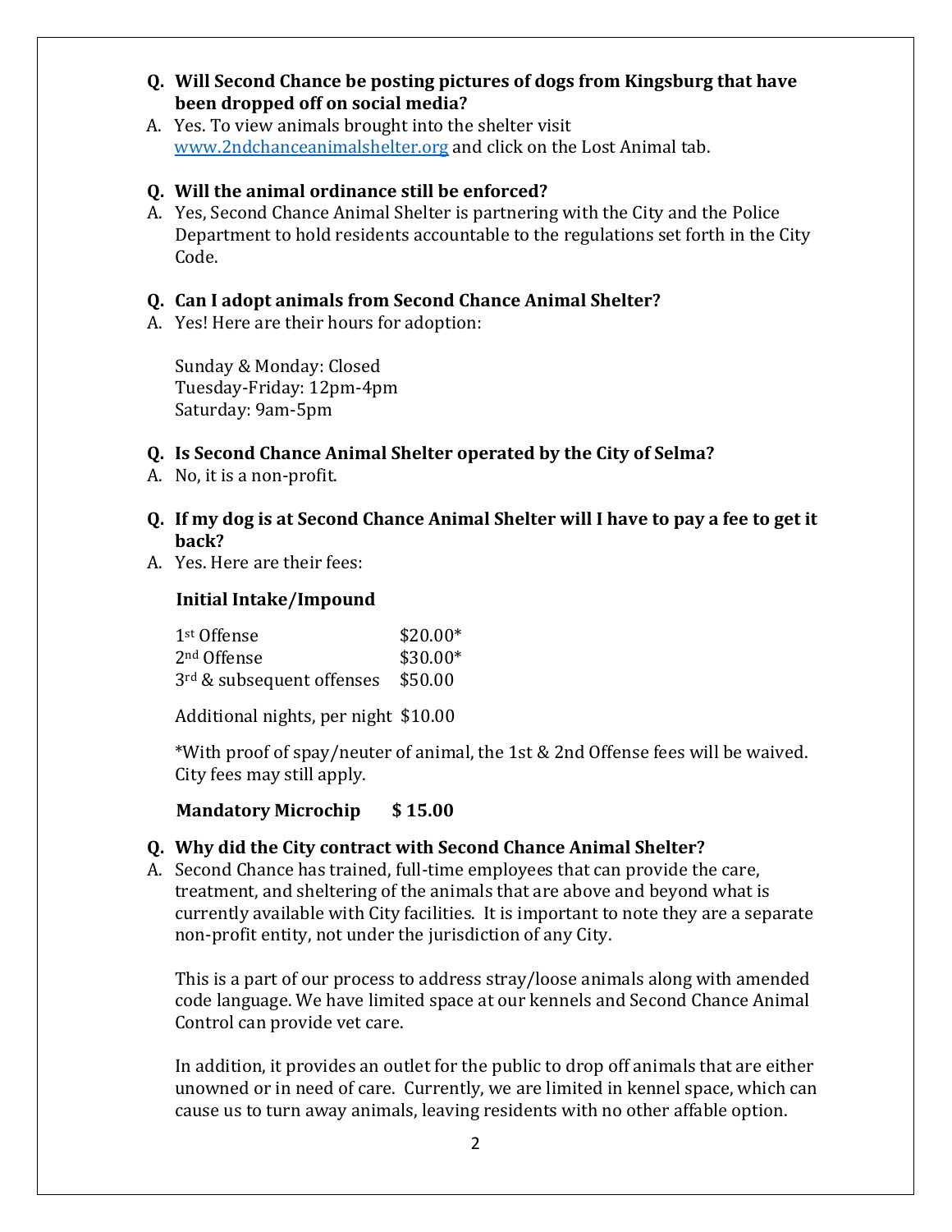**Q. Will Second Chance be posting pictures of dogs from Kingsburg that have been dropped off on social media?**

A. Yes. To view animals brought into the shelter visit www.2ndchanceanimalshelter.org and click on the Lost Animal tab.

**Q. Will the animal ordinance still be enforced?**

A. Yes, Second Chance Animal Shelter is partnering with the City and the Police Department to hold residents accountable to the regulations set forth in the City Code.

**Q. Can I adopt animals from Second Chance Animal Shelter?**

A. Yes! Here are their hours for adoption:

Sunday & Monday: Closed
Tuesday-Friday: 12pm-4pm
Saturday: 9am-5pm

**Q. Is Second Chance Animal Shelter operated by the City of Selma?**

A. No, it is a non-profit.

**Q. If my dog is at Second Chance Animal Shelter will I have to pay a fee to get it back?**

A. Yes. Here are their fees:

**Initial Intake/Impound**

| | |
|---|---|
| 1st Offense | $20.00* |
| 2nd Offense | $30.00* |
| 3rd & subsequent offenses | $50.00 |
| Additional nights, per night | $10.00 |

*With proof of spay/neuter of animal, the 1st & 2nd Offense fees will be waived. City fees may still apply.

**Mandatory Microchip $ 15.00**

**Q. Why did the City contract with Second Chance Animal Shelter?**

A. Second Chance has trained, full-time employees that can provide the care, treatment, and sheltering of the animals that are above and beyond what is currently available with City facilities. It is important to note they are a separate non-profit entity, not under the jurisdiction of any City.

This is a part of our process to address stray/loose animals along with amended code language. We have limited space at our kennels and Second Chance Animal Control can provide vet care.

In addition, it provides an outlet for the public to drop off animals that are either unowned or in need of care. Currently, we are limited in kennel space, which can cause us to turn away animals, leaving residents with no other affable option.